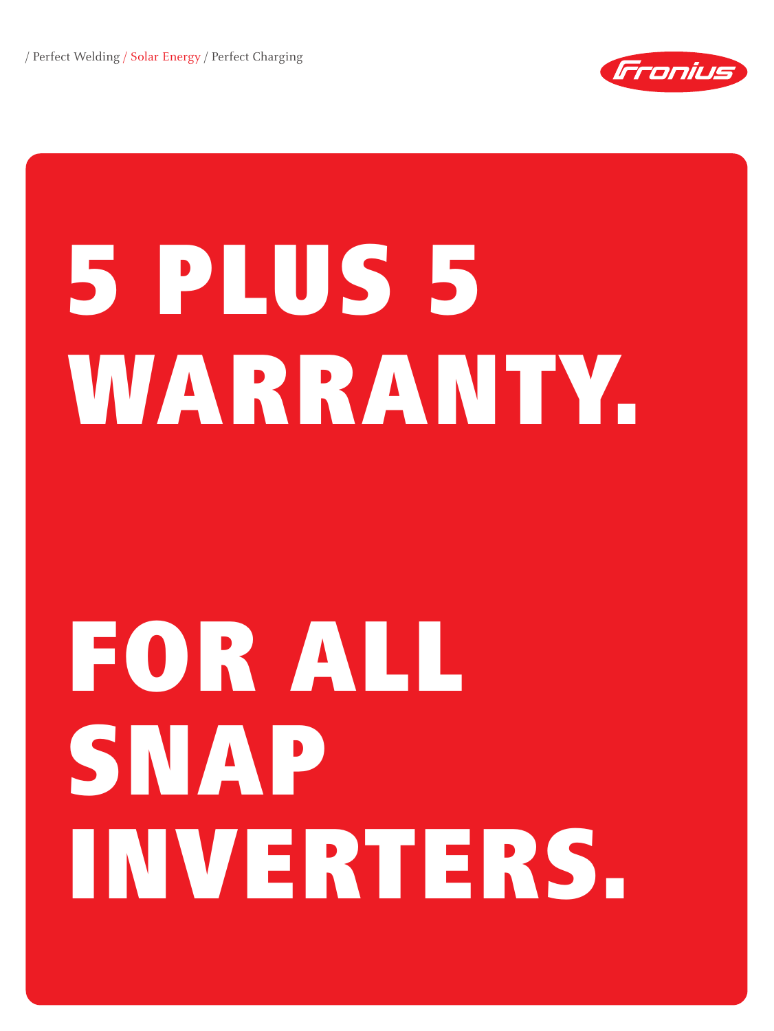/ Perfect Welding / Solar Energy / Perfect Charging

Fronius

# 5 PLUS 5 WARRANTY.

# FOR ALL SNAP INVERTERS.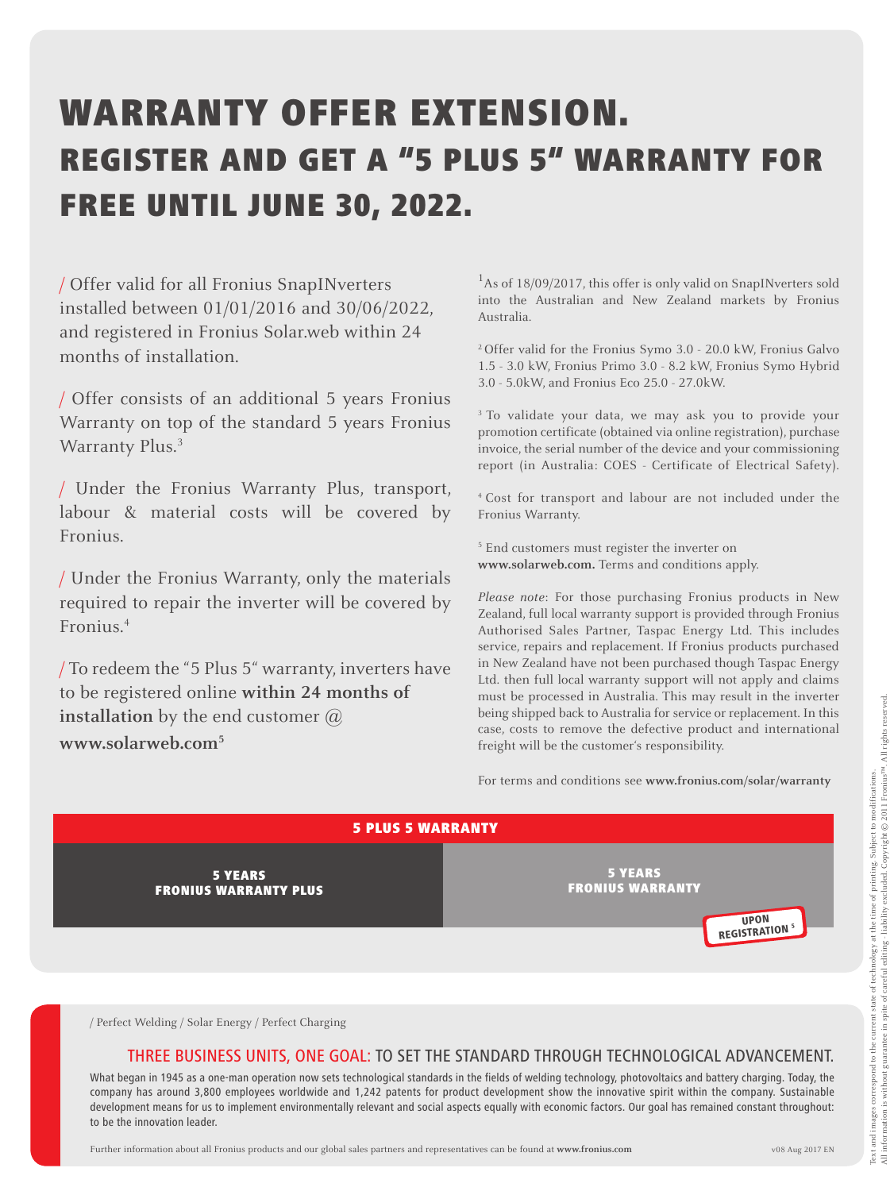# WARRANTY OFFER EXTENSION.

## REGISTER AND GET A "5 PLUS 5" WARRANTY FOR FREE UNTIL JUNE 30, 2022.

/ Offer valid for all Fronius SnapINverters installed between 01/01/2016 and 30/06/2022, and registered in Fronius Solar.web within 24 months of installation.

/ Offer consists of an additional 5 years Fronius Warranty on top of the standard 5 years Fronius Warranty Plus.[3]

/ Under the Fronius Warranty Plus, transport, labour & material costs will be covered by Fronius.

/ Under the Fronius Warranty, only the materials required to repair the inverter will be covered by Fronius.[4]

/ To redeem the "5 Plus 5" warranty, inverters have to be registered online **within 24 months of installation** by the end customer @ **www.solarweb.com**[5]

[1] As of 18/09/2017, this offer is only valid on SnapINverters sold into the Australian and New Zealand markets by Fronius Australia.

[2] Offer valid for the Fronius Symo 3.0 - 20.0 kW, Fronius Galvo 1.5 - 3.0 kW, Fronius Primo 3.0 - 8.2 kW, Fronius Symo Hybrid 3.0 - 5.0kW, and Fronius Eco 25.0 - 27.0kW.

[3] To validate your data, we may ask you to provide your promotion certificate (obtained via online registration), purchase invoice, the serial number of the device and your commissioning report (in Australia: COES - Certificate of Electrical Safety).

[4] Cost for transport and labour are not included under the Fronius Warranty.

[5] End customers must register the inverter on **www.solarweb.com.** Terms and conditions apply.

*Please note*: For those purchasing Fronius products in New Zealand, full local warranty support is provided through Fronius Authorised Sales Partner, Taspac Energy Ltd. This includes service, repairs and replacement. If Fronius products purchased in New Zealand have not been purchased though Taspac Energy Ltd. then full local warranty support will not apply and claims must be processed in Australia. This may result in the inverter being shipped back to Australia for service or replacement. In this case, costs to remove the defective product and international freight will be the customer's responsibility.

For terms and conditions see **www.fronius.com/solar/warranty**

**5 PLUS 5 WARRANTY**

**5 YEARS FRONIUS WARRANTY PLUS**

**5 YEARS FRONIUS WARRANTY**

**UPON REGISTRATION [5]**

/ Perfect Welding / Solar Energy / Perfect Charging

### THREE BUSINESS UNITS, ONE GOAL: TO SET THE STANDARD THROUGH TECHNOLOGICAL ADVANCEMENT.

What began in 1945 as a one-man operation now sets technological standards in the fields of welding technology, photovoltaics and battery charging. Today, the company has around 3,800 employees worldwide and 1,242 patents for product development show the innovative spirit within the company. Sustainable development means for us to implement environmentally relevant and social aspects equally with economic factors. Our goal has remained constant throughout: to be the innovation leader.

Further information about all Fronius products and our global sales partners and representatives can be found at **www.fronius.com**

v08 Aug 2017 EN

Text and images correspond to the current state of technology at the time of printing. Subject to modifications.
All information is without guarantee in spite of careful editing - liability excluded. Copyright © 2011 Fronius™. All rights reserved.